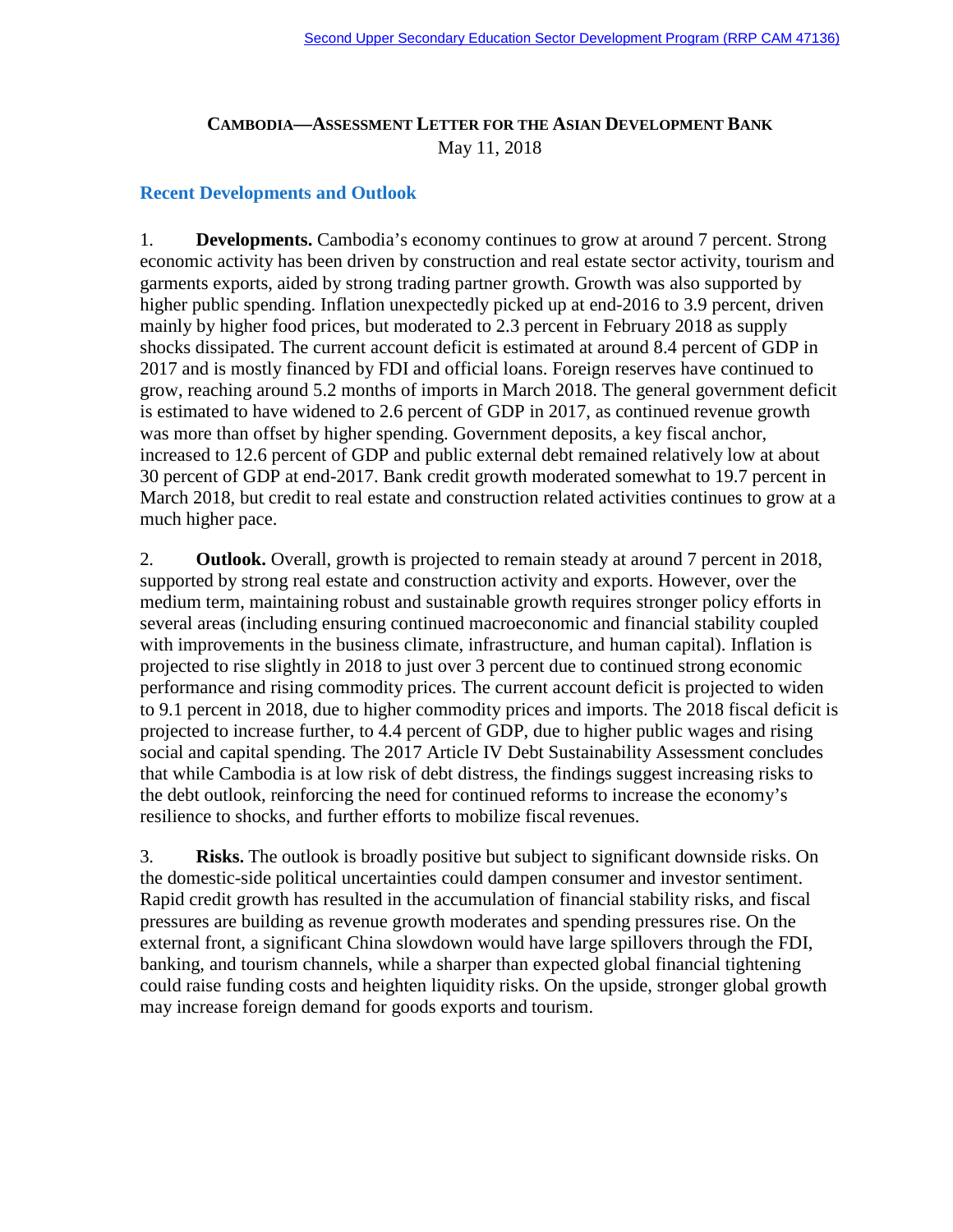# CAMBODIA—ASSESSMENT LETTER FOR THE ASIAN DEVELOPMENT BANK

May 11, 2018

## Recent Developments and Outlook

1. **Developments.** Cambodia's economy continues to grow at around 7 percent. Strong economic activity has been driven by construction and real estate sector activity, tourism and garments exports, aided by strong trading partner growth. Growth was also supported by higher public spending. Inflation unexpectedly picked up at end-2016 to 3.9 percent, driven mainly by higher food prices, but moderated to 2.3 percent in February 2018 as supply shocks dissipated. The current account deficit is estimated at around 8.4 percent of GDP in 2017 and is mostly financed by FDI and official loans. Foreign reserves have continued to grow, reaching around 5.2 months of imports in March 2018. The general government deficit is estimated to have widened to 2.6 percent of GDP in 2017, as continued revenue growth was more than offset by higher spending. Government deposits, a key fiscal anchor, increased to 12.6 percent of GDP and public external debt remained relatively low at about 30 percent of GDP at end-2017. Bank credit growth moderated somewhat to 19.7 percent in March 2018, but credit to real estate and construction related activities continues to grow at a much higher pace.

2. **Outlook.** Overall, growth is projected to remain steady at around 7 percent in 2018, supported by strong real estate and construction activity and exports. However, over the medium term, maintaining robust and sustainable growth requires stronger policy efforts in several areas (including ensuring continued macroeconomic and financial stability coupled with improvements in the business climate, infrastructure, and human capital). Inflation is projected to rise slightly in 2018 to just over 3 percent due to continued strong economic performance and rising commodity prices. The current account deficit is projected to widen to 9.1 percent in 2018, due to higher commodity prices and imports. The 2018 fiscal deficit is projected to increase further, to 4.4 percent of GDP, due to higher public wages and rising social and capital spending. The 2017 Article IV Debt Sustainability Assessment concludes that while Cambodia is at low risk of debt distress, the findings suggest increasing risks to the debt outlook, reinforcing the need for continued reforms to increase the economy's resilience to shocks, and further efforts to mobilize fiscal revenues.

3. **Risks.** The outlook is broadly positive but subject to significant downside risks. On the domestic-side political uncertainties could dampen consumer and investor sentiment. Rapid credit growth has resulted in the accumulation of financial stability risks, and fiscal pressures are building as revenue growth moderates and spending pressures rise. On the external front, a significant China slowdown would have large spillovers through the FDI, banking, and tourism channels, while a sharper than expected global financial tightening could raise funding costs and heighten liquidity risks. On the upside, stronger global growth may increase foreign demand for goods exports and tourism.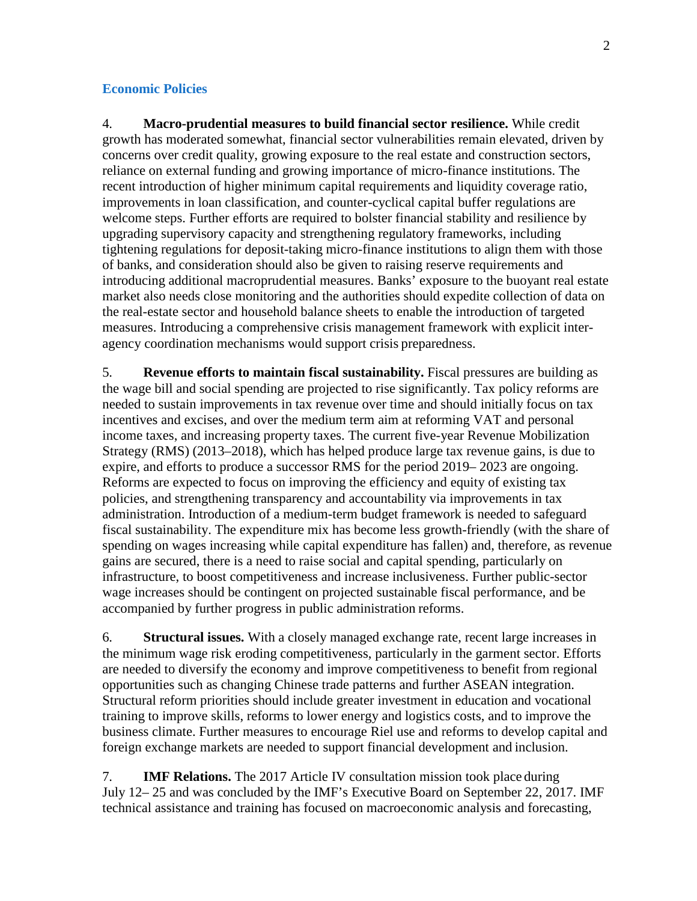## Economic Policies

4. **Macro-prudential measures to build financial sector resilience.** While credit growth has moderated somewhat, financial sector vulnerabilities remain elevated, driven by concerns over credit quality, growing exposure to the real estate and construction sectors, reliance on external funding and growing importance of micro-finance institutions. The recent introduction of higher minimum capital requirements and liquidity coverage ratio, improvements in loan classification, and counter-cyclical capital buffer regulations are welcome steps. Further efforts are required to bolster financial stability and resilience by upgrading supervisory capacity and strengthening regulatory frameworks, including tightening regulations for deposit-taking micro-finance institutions to align them with those of banks, and consideration should also be given to raising reserve requirements and introducing additional macroprudential measures. Banks' exposure to the buoyant real estate market also needs close monitoring and the authorities should expedite collection of data on the real-estate sector and household balance sheets to enable the introduction of targeted measures. Introducing a comprehensive crisis management framework with explicit inter-agency coordination mechanisms would support crisis preparedness.

5. **Revenue efforts to maintain fiscal sustainability.** Fiscal pressures are building as the wage bill and social spending are projected to rise significantly. Tax policy reforms are needed to sustain improvements in tax revenue over time and should initially focus on tax incentives and excises, and over the medium term aim at reforming VAT and personal income taxes, and increasing property taxes. The current five-year Revenue Mobilization Strategy (RMS) (2013–2018), which has helped produce large tax revenue gains, is due to expire, and efforts to produce a successor RMS for the period 2019– 2023 are ongoing. Reforms are expected to focus on improving the efficiency and equity of existing tax policies, and strengthening transparency and accountability via improvements in tax administration. Introduction of a medium-term budget framework is needed to safeguard fiscal sustainability. The expenditure mix has become less growth-friendly (with the share of spending on wages increasing while capital expenditure has fallen) and, therefore, as revenue gains are secured, there is a need to raise social and capital spending, particularly on infrastructure, to boost competitiveness and increase inclusiveness. Further public-sector wage increases should be contingent on projected sustainable fiscal performance, and be accompanied by further progress in public administration reforms.

6. **Structural issues.** With a closely managed exchange rate, recent large increases in the minimum wage risk eroding competitiveness, particularly in the garment sector. Efforts are needed to diversify the economy and improve competitiveness to benefit from regional opportunities such as changing Chinese trade patterns and further ASEAN integration. Structural reform priorities should include greater investment in education and vocational training to improve skills, reforms to lower energy and logistics costs, and to improve the business climate. Further measures to encourage Riel use and reforms to develop capital and foreign exchange markets are needed to support financial development and inclusion.

7. **IMF Relations.** The 2017 Article IV consultation mission took place during July 12– 25 and was concluded by the IMF's Executive Board on September 22, 2017. IMF technical assistance and training has focused on macroeconomic analysis and forecasting,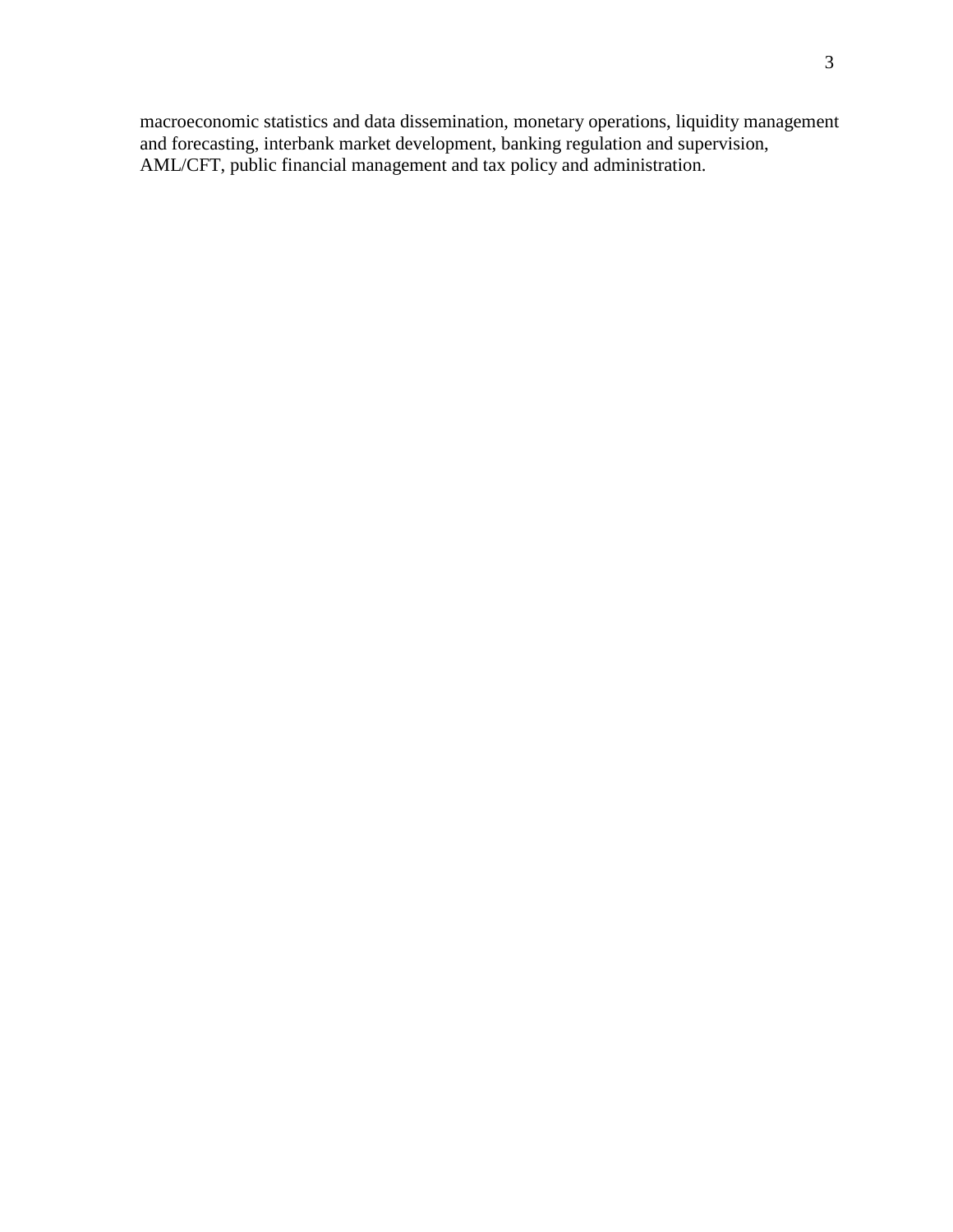macroeconomic statistics and data dissemination, monetary operations, liquidity management and forecasting, interbank market development, banking regulation and supervision, AML/CFT, public financial management and tax policy and administration.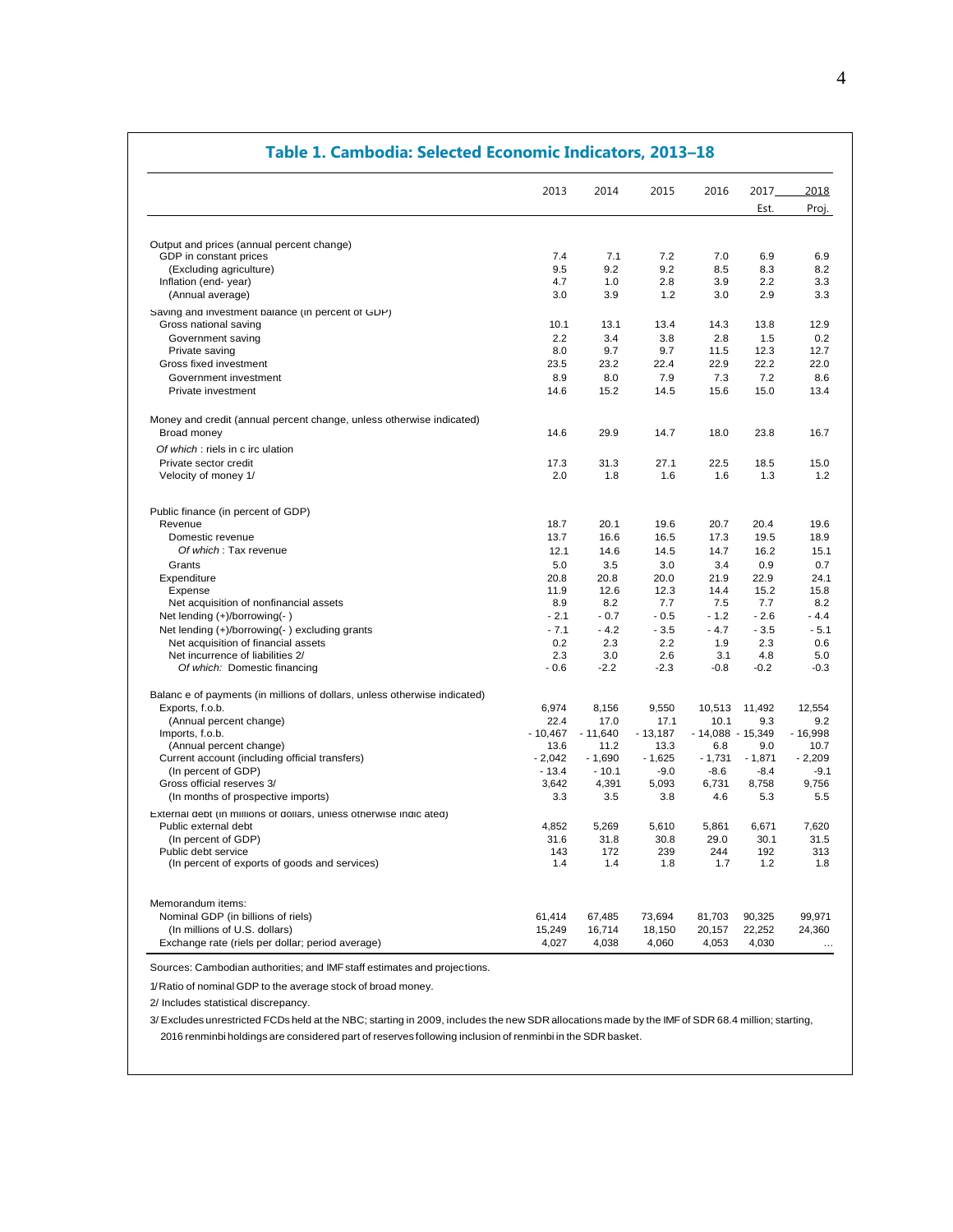## Table 1. Cambodia: Selected Economic Indicators, 2013–18

| | 2013 | 2014 | 2015 | 2016 | 2017 | 2018 |
|---|---|---|---|---|---|---|
| | | | | | Est. | Proj. |
| Output and prices (annual percent change) | | | | | | |
| GDP in constant prices | 7.4 | 7.1 | 7.2 | 7.0 | 6.9 | 6.9 |
| (Excluding agriculture) | 9.5 | 9.2 | 9.2 | 8.5 | 8.3 | 8.2 |
| Inflation (end- year) | 4.7 | 1.0 | 2.8 | 3.9 | 2.2 | 3.3 |
| (Annual average) | 3.0 | 3.9 | 1.2 | 3.0 | 2.9 | 3.3 |
| Saving and investment balance (in percent of GDP) | | | | | | |
| Gross national saving | 10.1 | 13.1 | 13.4 | 14.3 | 13.8 | 12.9 |
| Government saving | 2.2 | 3.4 | 3.8 | 2.8 | 1.5 | 0.2 |
| Private saving | 8.0 | 9.7 | 9.7 | 11.5 | 12.3 | 12.7 |
| Gross fixed investment | 23.5 | 23.2 | 22.4 | 22.9 | 22.2 | 22.0 |
| Government investment | 8.9 | 8.0 | 7.9 | 7.3 | 7.2 | 8.6 |
| Private investment | 14.6 | 15.2 | 14.5 | 15.6 | 15.0 | 13.4 |
| Money and credit (annual percent change, unless otherwise indicated) | | | | | | |
| Broad money | 14.6 | 29.9 | 14.7 | 18.0 | 23.8 | 16.7 |
| *Of which* : riels in c irc ulation | | | | | | |
| Private sector credit | 17.3 | 31.3 | 27.1 | 22.5 | 18.5 | 15.0 |
| Velocity of money 1/ | 2.0 | 1.8 | 1.6 | 1.6 | 1.3 | 1.2 |
| Public finance (in percent of GDP) | | | | | | |
| Revenue | 18.7 | 20.1 | 19.6 | 20.7 | 20.4 | 19.6 |
| Domestic revenue | 13.7 | 16.6 | 16.5 | 17.3 | 19.5 | 18.9 |
| *Of which* : Tax revenue | 12.1 | 14.6 | 14.5 | 14.7 | 16.2 | 15.1 |
| Grants | 5.0 | 3.5 | 3.0 | 3.4 | 0.9 | 0.7 |
| Expenditure | 20.8 | 20.8 | 20.0 | 21.9 | 22.9 | 24.1 |
| Expense | 11.9 | 12.6 | 12.3 | 14.4 | 15.2 | 15.8 |
| Net acquisition of nonfinancial assets | 8.9 | 8.2 | 7.7 | 7.5 | 7.7 | 8.2 |
| Net lending (+)/borrowing(- ) | - 2.1 | - 0.7 | - 0.5 | - 1.2 | - 2.6 | - 4.4 |
| Net lending (+)/borrowing(- ) excluding grants | - 7.1 | - 4.2 | - 3.5 | - 4.7 | - 3.5 | - 5.1 |
| Net acquisition of financial assets | 0.2 | 2.3 | 2.2 | 1.9 | 2.3 | 0.6 |
| Net incurrence of liabilities 2/ | 2.3 | 3.0 | 2.6 | 3.1 | 4.8 | 5.0 |
| *Of which:* Domestic financing | - 0.6 | -2.2 | -2.3 | -0.8 | -0.2 | -0.3 |
| Balanc e of payments (in millions of dollars, unless otherwise indicated) | | | | | | |
| Exports, f.o.b. | 6,974 | 8,156 | 9,550 | 10,513 | 11,492 | 12,554 |
| (Annual percent change) | 22.4 | 17.0 | 17.1 | 10.1 | 9.3 | 9.2 |
| Imports, f.o.b. | - 10,467 | - 11,640 | - 13,187 | - 14,088 | - 15,349 | - 16,998 |
| (Annual percent change) | 13.6 | 11.2 | 13.3 | 6.8 | 9.0 | 10.7 |
| Current account (including official transfers) | - 2,042 | - 1,690 | - 1,625 | - 1,731 | - 1,871 | - 2,209 |
| (In percent of GDP) | - 13.4 | - 10.1 | -9.0 | -8.6 | -8.4 | -9.1 |
| Gross official reserves 3/ | 3,642 | 4,391 | 5,093 | 6,731 | 8,758 | 9,756 |
| (In months of prospective imports) | 3.3 | 3.5 | 3.8 | 4.6 | 5.3 | 5.5 |
| External debt (in millions of dollars, unless otherwise indic ated) | | | | | | |
| Public external debt | 4,852 | 5,269 | 5,610 | 5,861 | 6,671 | 7,620 |
| (In percent of GDP) | 31.6 | 31.8 | 30.8 | 29.0 | 30.1 | 31.5 |
| Public debt service | 143 | 172 | 239 | 244 | 192 | 313 |
| (In percent of exports of goods and services) | 1.4 | 1.4 | 1.8 | 1.7 | 1.2 | 1.8 |
| Memorandum items: | | | | | | |
| Nominal GDP (in billions of riels) | 61,414 | 67,485 | 73,694 | 81,703 | 90,325 | 99,971 |
| (In millions of U.S. dollars) | 15,249 | 16,714 | 18,150 | 20,157 | 22,252 | 24,360 |
| Exchange rate (riels per dollar; period average) | 4,027 | 4,038 | 4,060 | 4,053 | 4,030 | … |

Sources: Cambodian authorities; and IMF staff estimates and projections.

1/ Ratio of nominal GDP to the average stock of broad money.

2/ Includes statistical discrepancy.

3/ Excludes unrestricted FCDs held at the NBC; starting in 2009, includes the new SDR allocations made by the IMF of SDR 68.4 million; starting, 2016 renminbi holdings are considered part of reserves following inclusion of renminbi in the SDR basket.